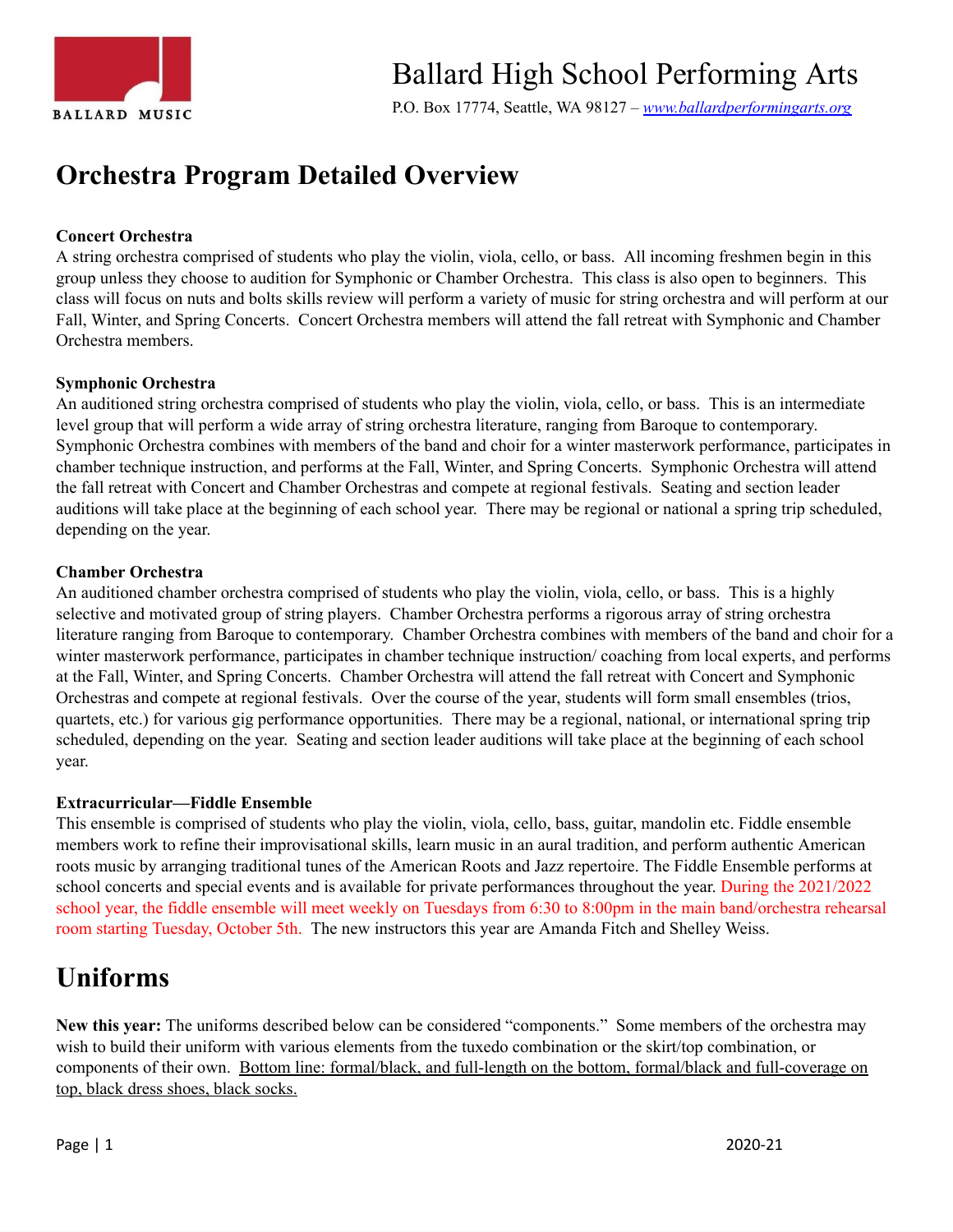# Ballard High School Performing Arts

P.O. Box 17774, Seattle, WA 98127 – *www.ballardperformingarts.org*

## Orchestra Program Detailed Overview

**Concert Orchestra**
A string orchestra comprised of students who play the violin, viola, cello, or bass. All incoming freshmen begin in this group unless they choose to audition for Symphonic or Chamber Orchestra. This class is also open to beginners. This class will focus on nuts and bolts skills review will perform a variety of music for string orchestra and will perform at our Fall, Winter, and Spring Concerts. Concert Orchestra members will attend the fall retreat with Symphonic and Chamber Orchestra members.

**Symphonic Orchestra**
An auditioned string orchestra comprised of students who play the violin, viola, cello, or bass. This is an intermediate level group that will perform a wide array of string orchestra literature, ranging from Baroque to contemporary. Symphonic Orchestra combines with members of the band and choir for a winter masterwork performance, participates in chamber technique instruction, and performs at the Fall, Winter, and Spring Concerts. Symphonic Orchestra will attend the fall retreat with Concert and Chamber Orchestras and compete at regional festivals. Seating and section leader auditions will take place at the beginning of each school year. There may be regional or national a spring trip scheduled, depending on the year.

**Chamber Orchestra**
An auditioned chamber orchestra comprised of students who play the violin, viola, cello, or bass. This is a highly selective and motivated group of string players. Chamber Orchestra performs a rigorous array of string orchestra literature ranging from Baroque to contemporary. Chamber Orchestra combines with members of the band and choir for a winter masterwork performance, participates in chamber technique instruction/ coaching from local experts, and performs at the Fall, Winter, and Spring Concerts. Chamber Orchestra will attend the fall retreat with Concert and Symphonic Orchestras and compete at regional festivals. Over the course of the year, students will form small ensembles (trios, quartets, etc.) for various gig performance opportunities. There may be a regional, national, or international spring trip scheduled, depending on the year. Seating and section leader auditions will take place at the beginning of each school year.

**Extracurricular—Fiddle Ensemble**
This ensemble is comprised of students who play the violin, viola, cello, bass, guitar, mandolin etc. Fiddle ensemble members work to refine their improvisational skills, learn music in an aural tradition, and perform authentic American roots music by arranging traditional tunes of the American Roots and Jazz repertoire. The Fiddle Ensemble performs at school concerts and special events and is available for private performances throughout the year. During the 2021/2022 school year, the fiddle ensemble will meet weekly on Tuesdays from 6:30 to 8:00pm in the main band/orchestra rehearsal room starting Tuesday, October 5th. The new instructors this year are Amanda Fitch and Shelley Weiss.

## Uniforms

**New this year:** The uniforms described below can be considered "components." Some members of the orchestra may wish to build their uniform with various elements from the tuxedo combination or the skirt/top combination, or components of their own. Bottom line: formal/black, and full-length on the bottom, formal/black and full-coverage on top, black dress shoes, black socks.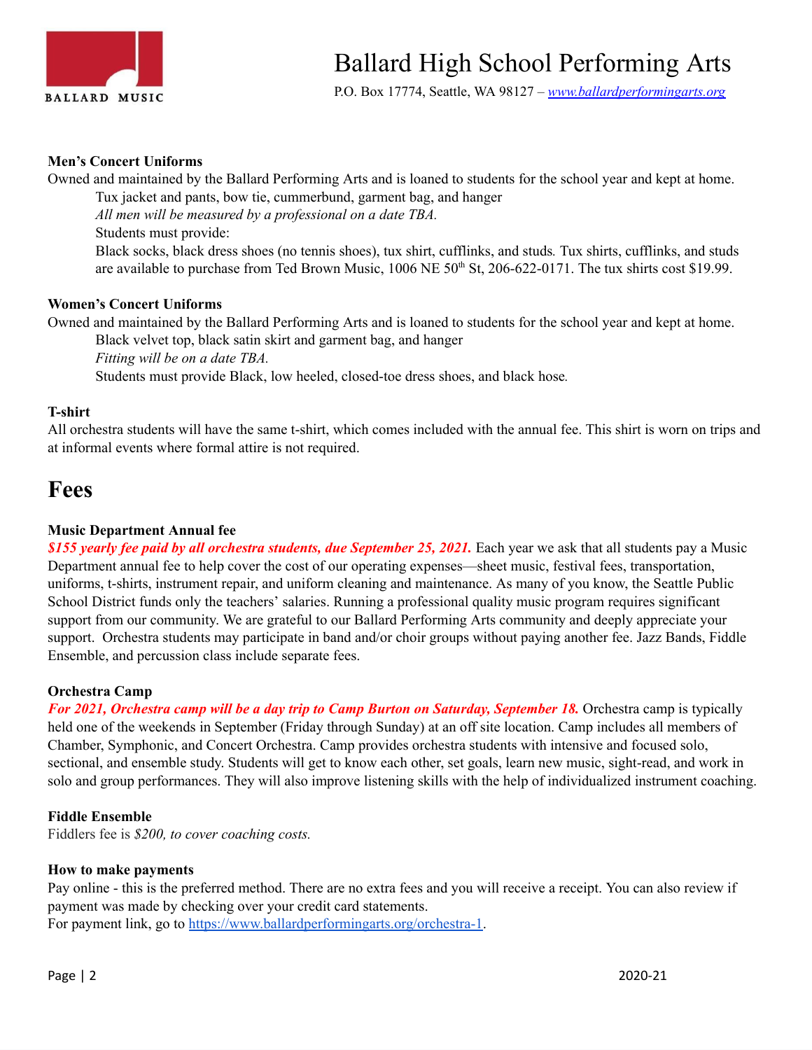**Men's Concert Uniforms**

Owned and maintained by the Ballard Performing Arts and is loaned to students for the school year and kept at home.

Tux jacket and pants, bow tie, cummerbund, garment bag, and hanger

*All men will be measured by a professional on a date TBA.*

Students must provide:

Black socks, black dress shoes (no tennis shoes), tux shirt, cufflinks, and studs. Tux shirts, cufflinks, and studs are available to purchase from Ted Brown Music, 1006 NE 50th St, 206-622-0171. The tux shirts cost $19.99.

**Women's Concert Uniforms**

Owned and maintained by the Ballard Performing Arts and is loaned to students for the school year and kept at home.

Black velvet top, black satin skirt and garment bag, and hanger

*Fitting will be on a date TBA.*

Students must provide Black, low heeled, closed-toe dress shoes, and black hose.

**T-shirt**

All orchestra students will have the same t-shirt, which comes included with the annual fee. This shirt is worn on trips and at informal events where formal attire is not required.

# Fees

**Music Department Annual fee**

***$155 yearly fee paid by all orchestra students, due September 25, 2021.*** Each year we ask that all students pay a Music Department annual fee to help cover the cost of our operating expenses—sheet music, festival fees, transportation, uniforms, t-shirts, instrument repair, and uniform cleaning and maintenance. As many of you know, the Seattle Public School District funds only the teachers' salaries. Running a professional quality music program requires significant support from our community. We are grateful to our Ballard Performing Arts community and deeply appreciate your support. Orchestra students may participate in band and/or choir groups without paying another fee. Jazz Bands, Fiddle Ensemble, and percussion class include separate fees.

**Orchestra Camp**

***For 2021, Orchestra camp will be a day trip to Camp Burton on Saturday, September 18.*** Orchestra camp is typically held one of the weekends in September (Friday through Sunday) at an off site location. Camp includes all members of Chamber, Symphonic, and Concert Orchestra. Camp provides orchestra students with intensive and focused solo, sectional, and ensemble study. Students will get to know each other, set goals, learn new music, sight-read, and work in solo and group performances. They will also improve listening skills with the help of individualized instrument coaching.

**Fiddle Ensemble**

Fiddlers fee is *$200, to cover coaching costs.*

**How to make payments**

Pay online - this is the preferred method. There are no extra fees and you will receive a receipt. You can also review if payment was made by checking over your credit card statements.

For payment link, go to [https://www.ballardperformingarts.org/orchestra-1](https://www.ballardperformingarts.org/orchestra-1).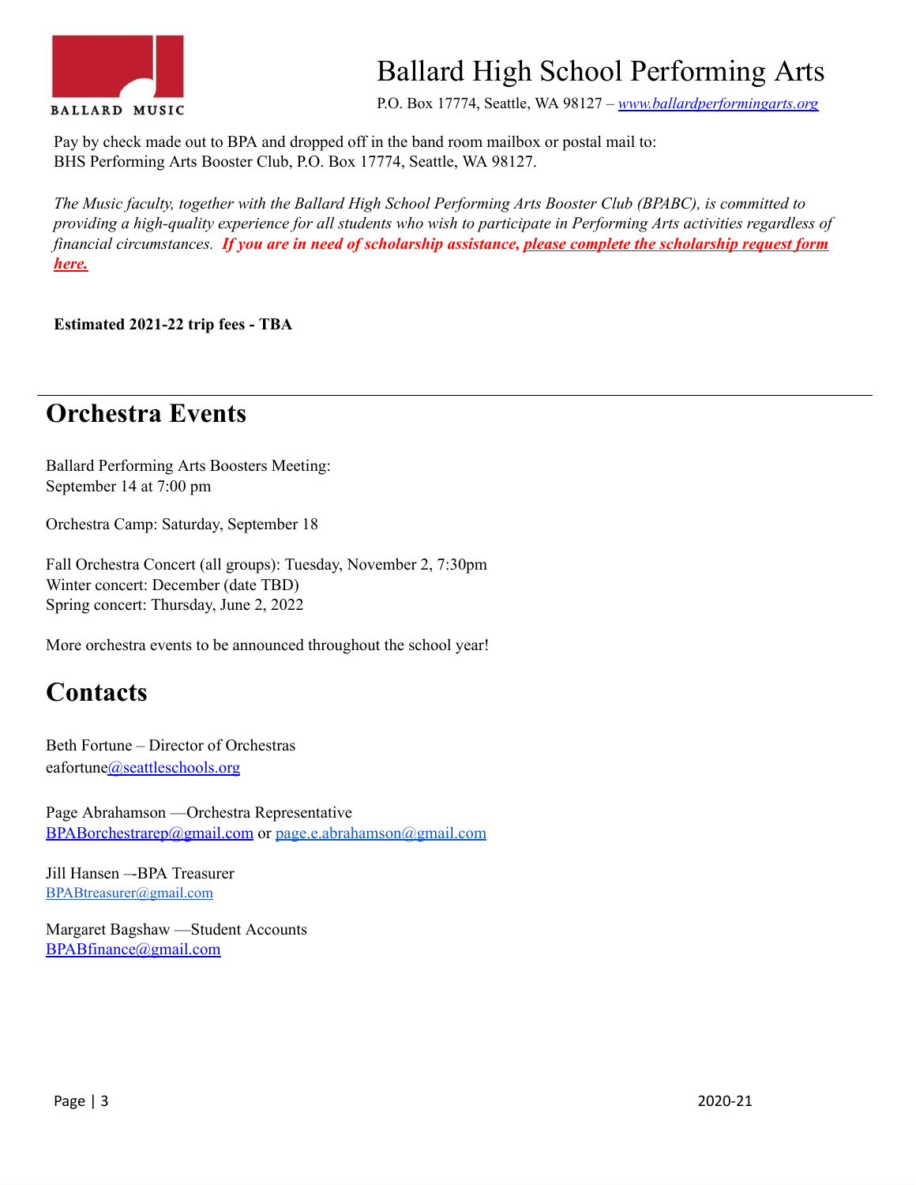# Ballard High School Performing Arts

P.O. Box 17774, Seattle, WA 98127 – *www.ballardperformingarts.org*

Pay by check made out to BPA and dropped off in the band room mailbox or postal mail to:
BHS Performing Arts Booster Club, P.O. Box 17774, Seattle, WA 98127.

*The Music faculty, together with the Ballard High School Performing Arts Booster Club (BPABC), is committed to providing a high-quality experience for all students who wish to participate in Performing Arts activities regardless of financial circumstances.* ***If you are in need of scholarship assistance, please complete the scholarship request form here.***

**Estimated 2021-22 trip fees - TBA**

---

## Orchestra Events

Ballard Performing Arts Boosters Meeting:
September 14 at 7:00 pm

Orchestra Camp: Saturday, September 18

Fall Orchestra Concert (all groups): Tuesday, November 2, 7:30pm
Winter concert: December (date TBD)
Spring concert: Thursday, June 2, 2022

More orchestra events to be announced throughout the school year!

## Contacts

Beth Fortune – Director of Orchestras
eafortune@seattleschools.org

Page Abrahamson —Orchestra Representative
BPABorchestrarep@gmail.com or page.e.abrahamson@gmail.com

Jill Hansen —BPA Treasurer
BPABtreasurer@gmail.com

Margaret Bagshaw —Student Accounts
BPABfinance@gmail.com